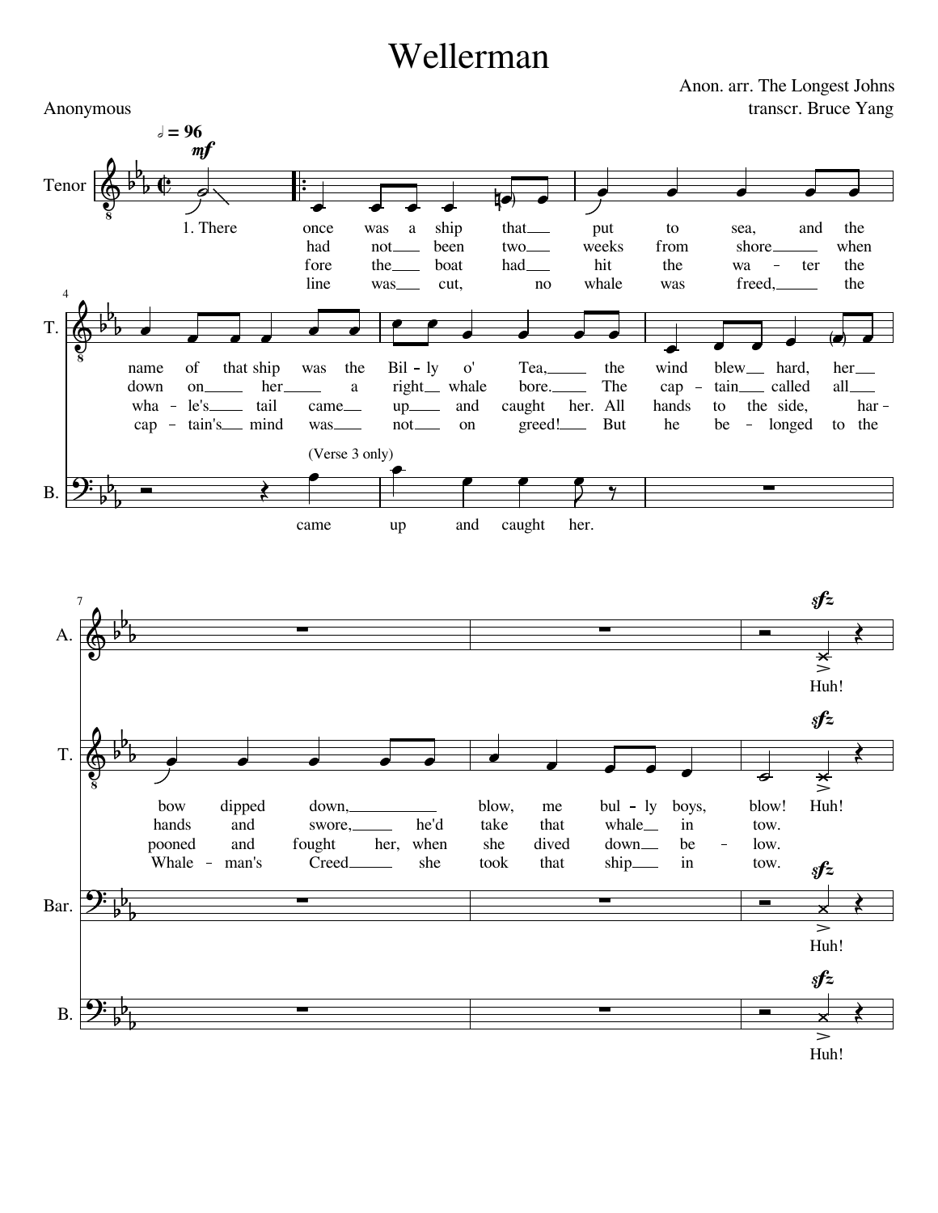# Wellerman

Anon. arr. The Longest Johns
transcr. Bruce Yang

Anonymous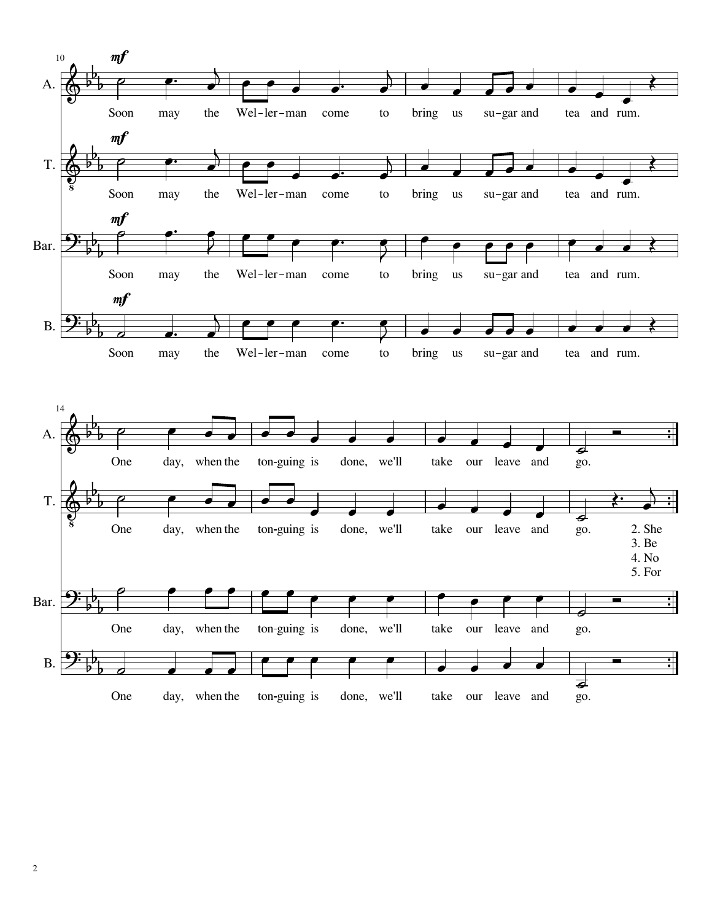Soon may the Wel-ler-man come to bring us su-gar and tea and rum.

One day, when the ton-guing is done, we'll take our leave and go.

2. She
3. Be
4. No
5. For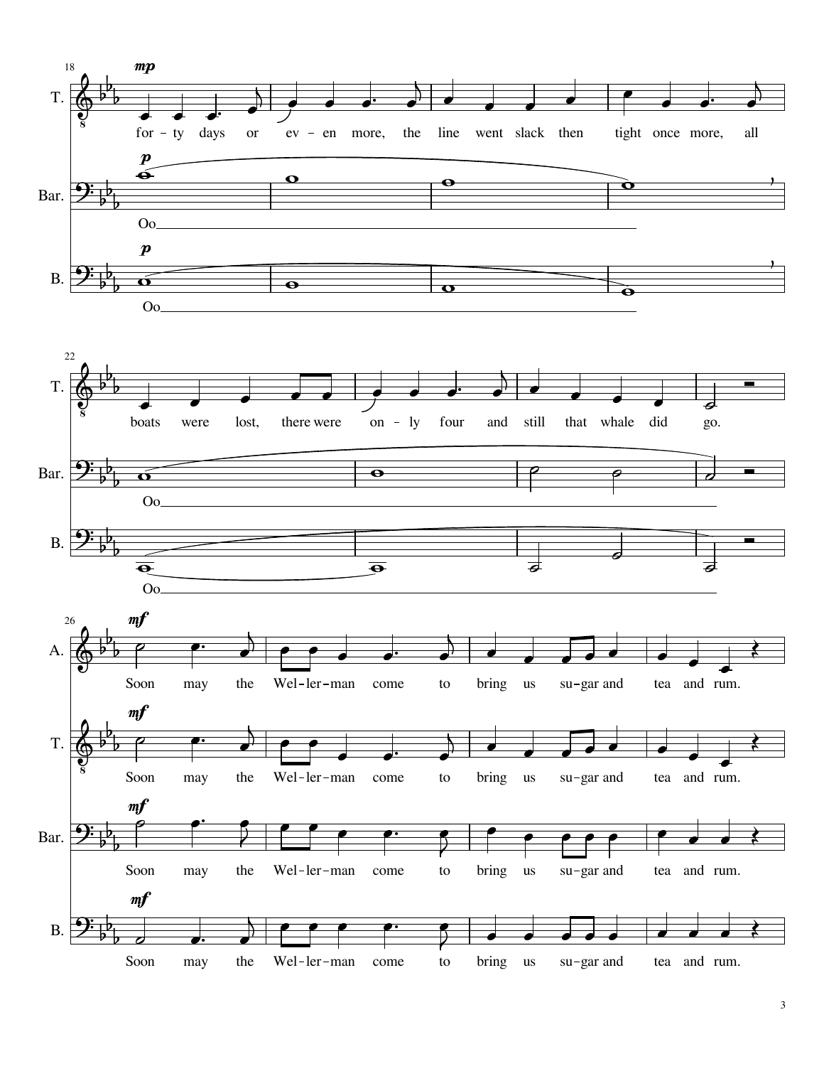T.
for - ty days or ev - en more, the line went slack then tight once more, all boats were lost, there were on - ly four and still that whale did go.

Bar.
Oo

B.
Oo

A., T., Bar., B.
Soon may the Wel - ler - man come to bring us su - gar and tea and rum.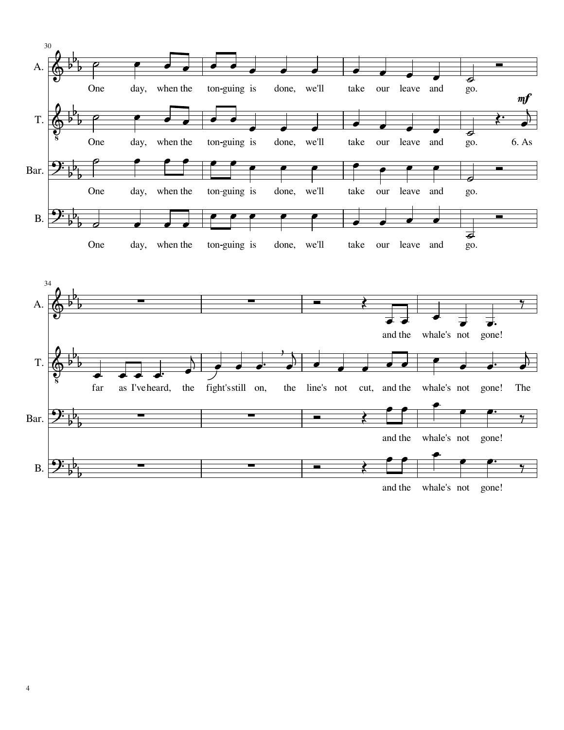One day, when the tonguing is done, we'll take our leave and go.

6. As far as I've heard, the fight's still on, the line's not cut, and the whale's not gone! The

and the whale's not gone!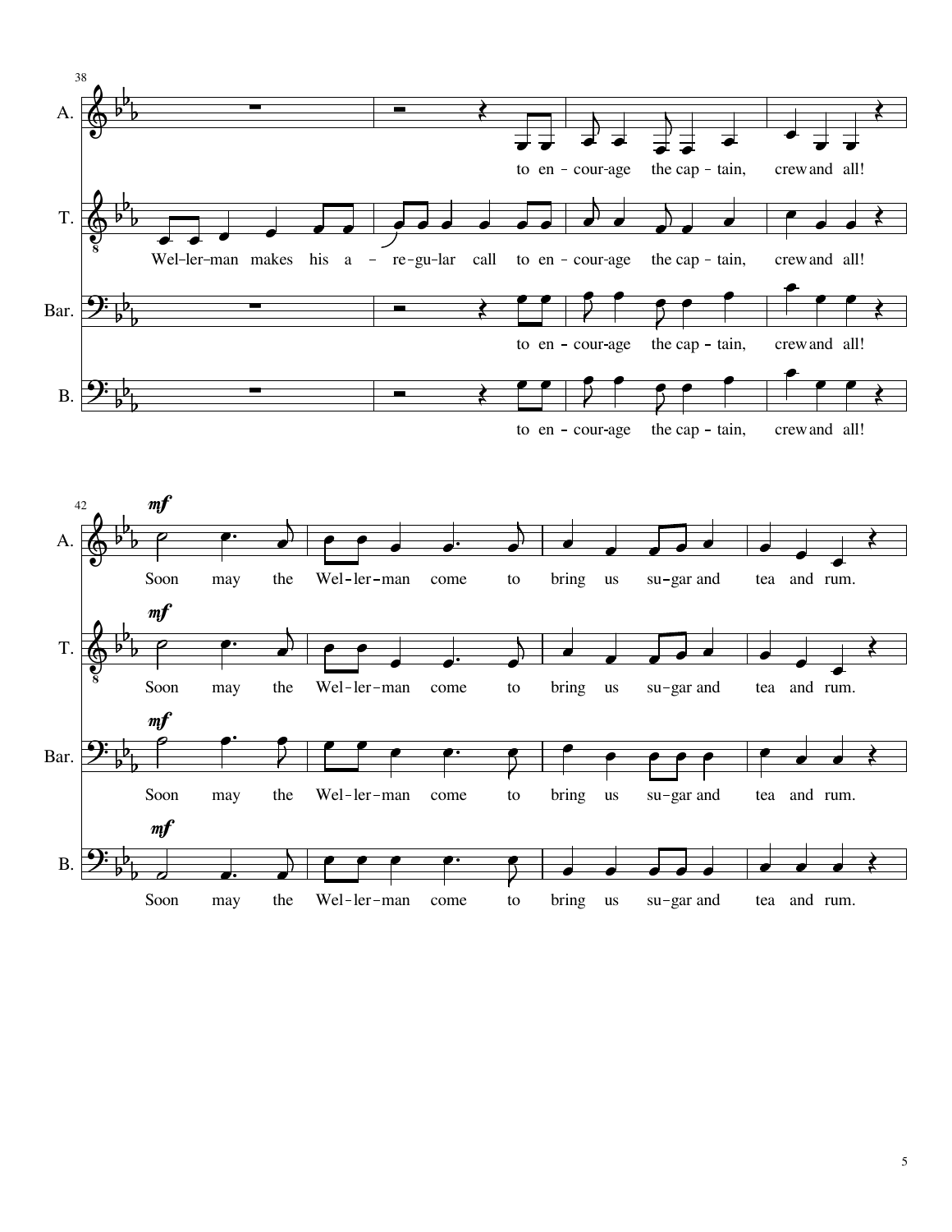A. — to en-courage the cap-tain, crew and all!

T. — Wel-ler-man makes his a-re-gu-lar call to en-cour-age the cap-tain, crew and all!

Bar. — to en-cour-age the cap-tain, crew and all!

B. — to en-cour-age the cap-tain, crew and all!

*mf*

A. — Soon may the Wel-ler-man come to bring us su-gar and tea and rum.

T. — Soon may the Wel-ler-man come to bring us su-gar and tea and rum.

Bar. — Soon may the Wel-ler-man come to bring us su-gar and tea and rum.

B. — Soon may the Wel-ler-man come to bring us su-gar and tea and rum.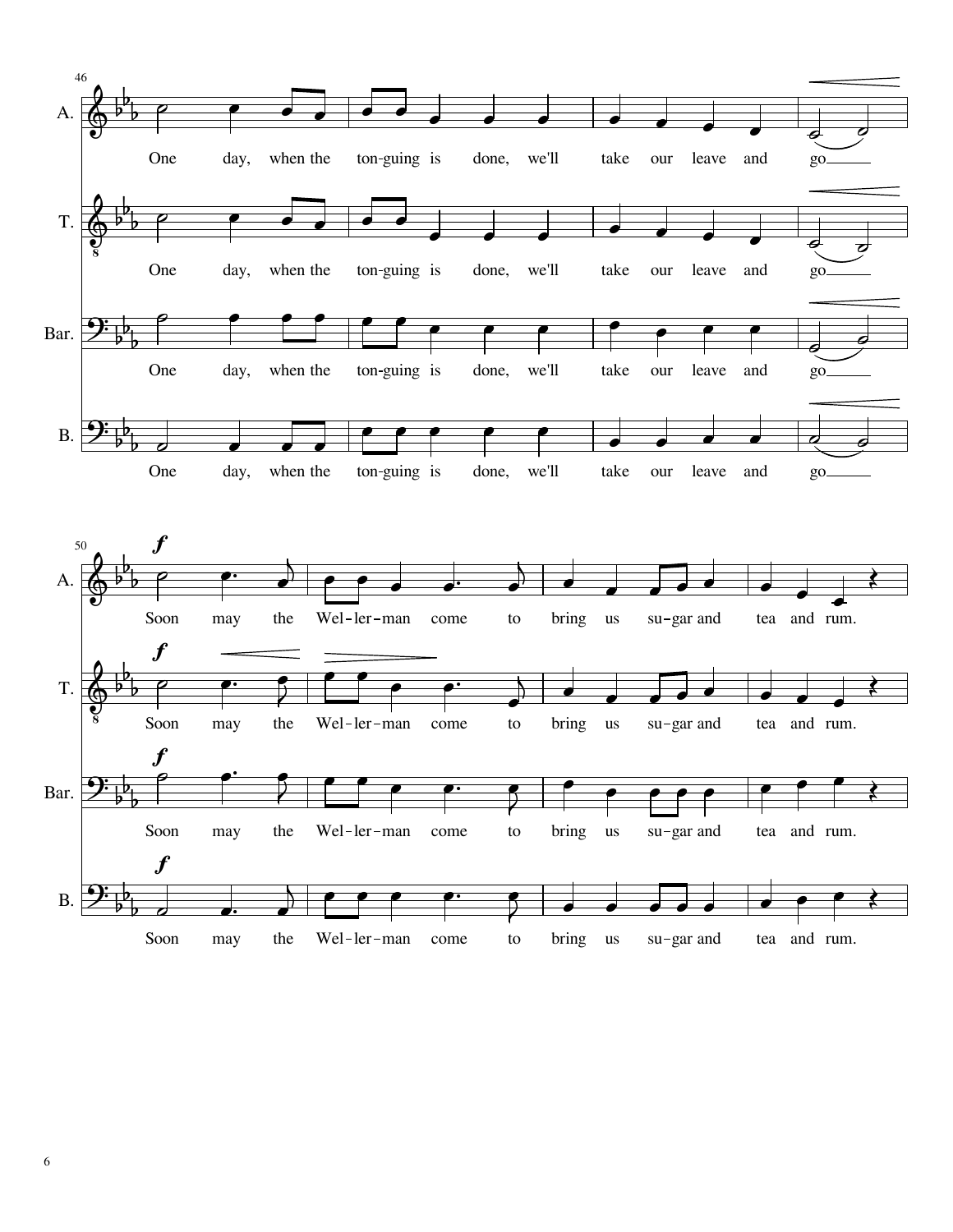One day, when the tonguing is done, we'll take our leave and go

Soon may the Wellerman come to bring us sugar and tea and rum.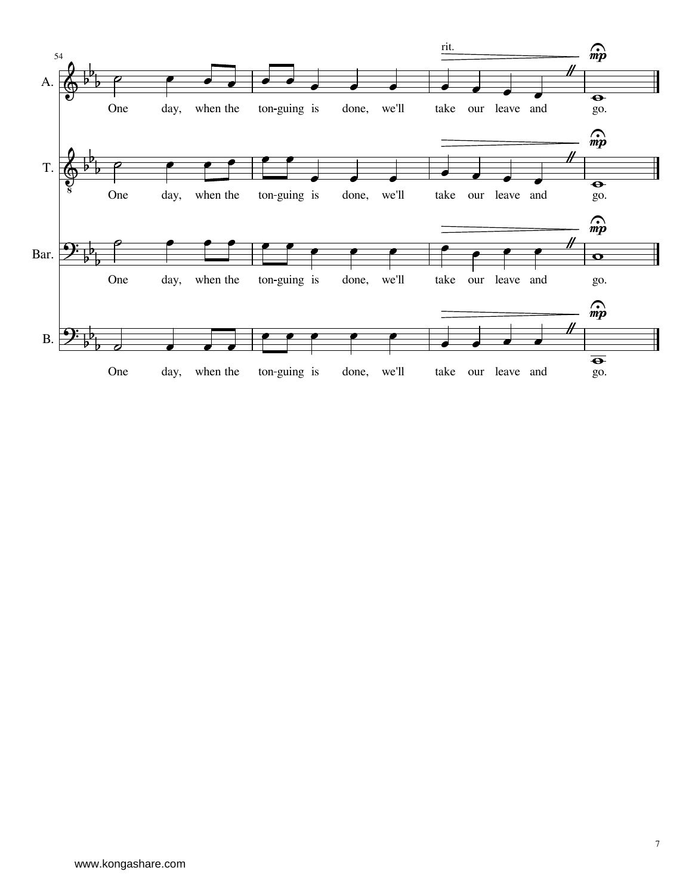54

rit.

*mp*

A.

One day, when the ton-guing is done, we'll take our leave and go.

T.

One day, when the ton-guing is done, we'll take our leave and go.

Bar.

One day, when the ton-guing is done, we'll take our leave and go.

B.

One day, when the ton-guing is done, we'll take our leave and go.

www.kongashare.com